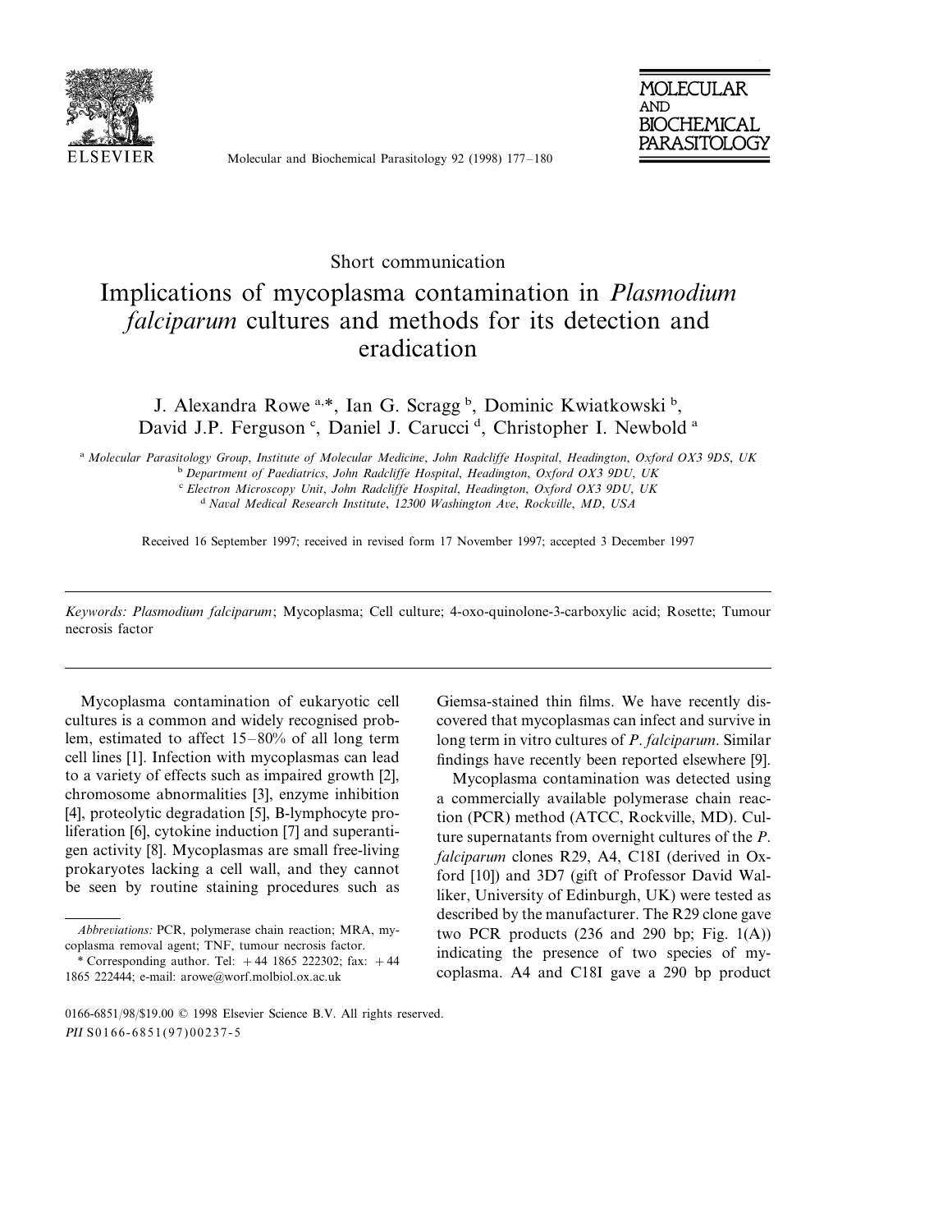Short communication

# Implications of mycoplasma contamination in *Plasmodium falciparum* cultures and methods for its detection and eradication

J. Alexandra Rowe [a,*], Ian G. Scragg [b], Dominic Kwiatkowski [b], David J.P. Ferguson [c], Daniel J. Carucci [d], Christopher I. Newbold [a]

[a] *Molecular Parasitology Group, Institute of Molecular Medicine, John Radcliffe Hospital, Headington, Oxford OX3 9DS, UK*
[b] *Department of Paediatrics, John Radcliffe Hospital, Headington, Oxford OX3 9DU, UK*
[c] *Electron Microscopy Unit, John Radcliffe Hospital, Headington, Oxford OX3 9DU, UK*
[d] *Naval Medical Research Institute, 12300 Washington Ave, Rockville, MD, USA*

Received 16 September 1997; received in revised form 17 November 1997; accepted 3 December 1997

*Keywords: Plasmodium falciparum*; Mycoplasma; Cell culture; 4-oxo-quinolone-3-carboxylic acid; Rosette; Tumour necrosis factor

Mycoplasma contamination of eukaryotic cell cultures is a common and widely recognised problem, estimated to affect 15–80% of all long term cell lines [1]. Infection with mycoplasmas can lead to a variety of effects such as impaired growth [2], chromosome abnormalities [3], enzyme inhibition [4], proteolytic degradation [5], B-lymphocyte proliferation [6], cytokine induction [7] and superantigen activity [8]. Mycoplasmas are small free-living prokaryotes lacking a cell wall, and they cannot be seen by routine staining procedures such as Giemsa-stained thin films. We have recently discovered that mycoplasmas can infect and survive in long term in vitro cultures of *P. falciparum*. Similar findings have recently been reported elsewhere [9].

Mycoplasma contamination was detected using a commercially available polymerase chain reaction (PCR) method (ATCC, Rockville, MD). Culture supernatants from overnight cultures of the *P. falciparum* clones R29, A4, C18I (derived in Oxford [10]) and 3D7 (gift of Professor David Walliker, University of Edinburgh, UK) were tested as described by the manufacturer. The R29 clone gave two PCR products (236 and 290 bp; Fig. 1(A)) indicating the presence of two species of mycoplasma. A4 and C18I gave a 290 bp product

*Abbreviations:* PCR, polymerase chain reaction; MRA, mycoplasma removal agent; TNF, tumour necrosis factor.

\* Corresponding author. Tel: +44 1865 222302; fax: +44 1865 222444; e-mail: arowe@worf.molbiol.ox.ac.uk

0166-6851/98/$19.00 © 1998 Elsevier Science B.V. All rights reserved.
*PII* S0166-6851(97)00237-5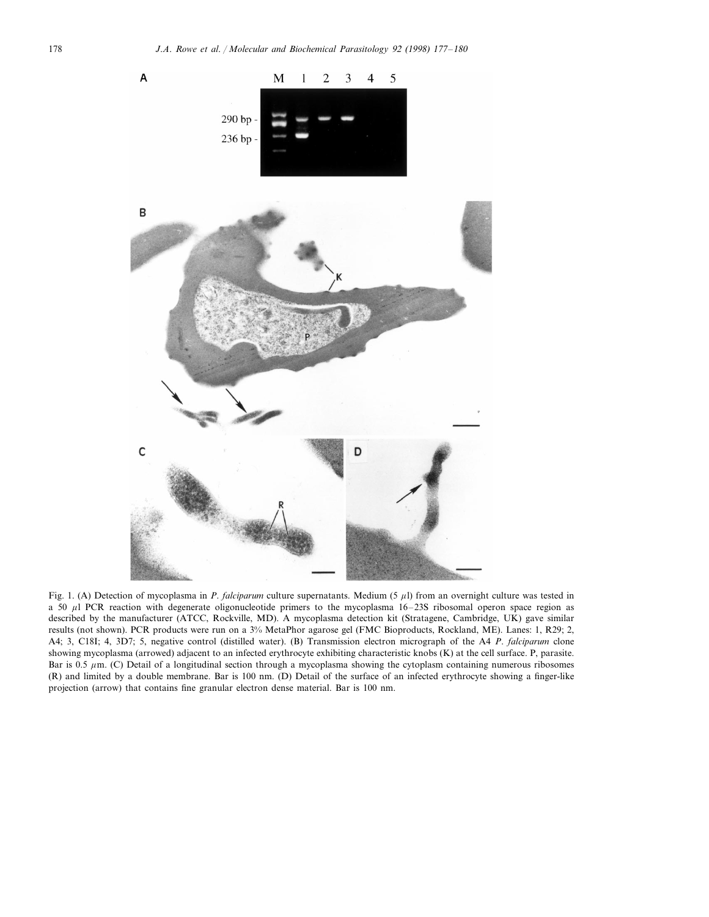Fig. 1. (A) Detection of mycoplasma in *P. falciparum* culture supernatants. Medium (5 $\mu$l) from an overnight culture was tested in a 50 $\mu$l PCR reaction with degenerate oligonucleotide primers to the mycoplasma 16–23S ribosomal operon space region as described by the manufacturer (ATCC, Rockville, MD). A mycoplasma detection kit (Stratagene, Cambridge, UK) gave similar results (not shown). PCR products were run on a 3% MetaPhor agarose gel (FMC Bioproducts, Rockland, ME). Lanes: 1, R29; 2, A4; 3, C18I; 4, 3D7; 5, negative control (distilled water). (B) Transmission electron micrograph of the A4 *P. falciparum* clone showing mycoplasma (arrowed) adjacent to an infected erythrocyte exhibiting characteristic knobs (K) at the cell surface. P, parasite. Bar is 0.5 $\mu$m. (C) Detail of a longitudinal section through a mycoplasma showing the cytoplasm containing numerous ribosomes (R) and limited by a double membrane. Bar is 100 nm. (D) Detail of the surface of an infected erythrocyte showing a finger-like projection (arrow) that contains fine granular electron dense material. Bar is 100 nm.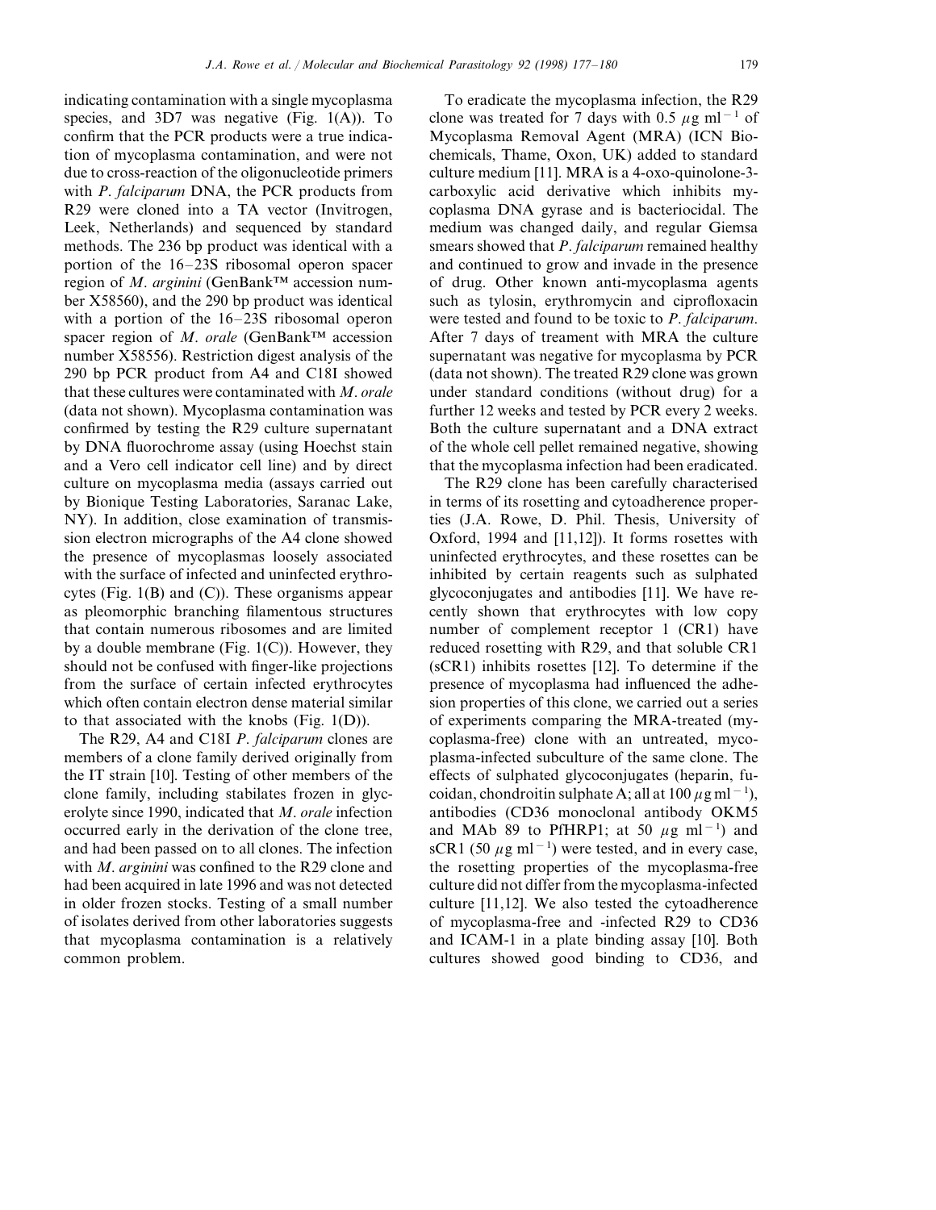indicating contamination with a single mycoplasma species, and 3D7 was negative (Fig. 1(A)). To confirm that the PCR products were a true indication of mycoplasma contamination, and were not due to cross-reaction of the oligonucleotide primers with *P. falciparum* DNA, the PCR products from R29 were cloned into a TA vector (Invitrogen, Leek, Netherlands) and sequenced by standard methods. The 236 bp product was identical with a portion of the 16–23S ribosomal operon spacer region of *M. arginini* (GenBank™ accession number X58560), and the 290 bp product was identical with a portion of the 16–23S ribosomal operon spacer region of *M. orale* (GenBank™ accession number X58556). Restriction digest analysis of the 290 bp PCR product from A4 and C18I showed that these cultures were contaminated with *M. orale* (data not shown). Mycoplasma contamination was confirmed by testing the R29 culture supernatant by DNA fluorochrome assay (using Hoechst stain and a Vero cell indicator cell line) and by direct culture on mycoplasma media (assays carried out by Bionique Testing Laboratories, Saranac Lake, NY). In addition, close examination of transmission electron micrographs of the A4 clone showed the presence of mycoplasmas loosely associated with the surface of infected and uninfected erythrocytes (Fig. 1(B) and (C)). These organisms appear as pleomorphic branching filamentous structures that contain numerous ribosomes and are limited by a double membrane (Fig. 1(C)). However, they should not be confused with finger-like projections from the surface of certain infected erythrocytes which often contain electron dense material similar to that associated with the knobs (Fig. 1(D)).

The R29, A4 and C18I *P. falciparum* clones are members of a clone family derived originally from the IT strain [10]. Testing of other members of the clone family, including stabilates frozen in glycerolyte since 1990, indicated that *M. orale* infection occurred early in the derivation of the clone tree, and had been passed on to all clones. The infection with *M. arginini* was confined to the R29 clone and had been acquired in late 1996 and was not detected in older frozen stocks. Testing of a small number of isolates derived from other laboratories suggests that mycoplasma contamination is a relatively common problem.

To eradicate the mycoplasma infection, the R29 clone was treated for 7 days with 0.5 $\mu$g ml$^{-1}$ of Mycoplasma Removal Agent (MRA) (ICN Biochemicals, Thame, Oxon, UK) added to standard culture medium [11]. MRA is a 4-oxo-quinolone-3-carboxylic acid derivative which inhibits mycoplasma DNA gyrase and is bacteriocidal. The medium was changed daily, and regular Giemsa smears showed that *P. falciparum* remained healthy and continued to grow and invade in the presence of drug. Other known anti-mycoplasma agents such as tylosin, erythromycin and ciprofloxacin were tested and found to be toxic to *P. falciparum*. After 7 days of treament with MRA the culture supernatant was negative for mycoplasma by PCR (data not shown). The treated R29 clone was grown under standard conditions (without drug) for a further 12 weeks and tested by PCR every 2 weeks. Both the culture supernatant and a DNA extract of the whole cell pellet remained negative, showing that the mycoplasma infection had been eradicated.

The R29 clone has been carefully characterised in terms of its rosetting and cytoadherence properties (J.A. Rowe, D. Phil. Thesis, University of Oxford, 1994 and [11,12]). It forms rosettes with uninfected erythrocytes, and these rosettes can be inhibited by certain reagents such as sulphated glycoconjugates and antibodies [11]. We have recently shown that erythrocytes with low copy number of complement receptor 1 (CR1) have reduced rosetting with R29, and that soluble CR1 (sCR1) inhibits rosettes [12]. To determine if the presence of mycoplasma had influenced the adhesion properties of this clone, we carried out a series of experiments comparing the MRA-treated (mycoplasma-free) clone with an untreated, mycoplasma-infected subculture of the same clone. The effects of sulphated glycoconjugates (heparin, fucoidan, chondroitin sulphate A; all at 100 $\mu$g ml$^{-1}$), antibodies (CD36 monoclonal antibody OKM5 and MAb 89 to PfHRP1; at 50 $\mu$g ml$^{-1}$) and sCR1 (50 $\mu$g ml$^{-1}$) were tested, and in every case, the rosetting properties of the mycoplasma-free culture did not differ from the mycoplasma-infected culture [11,12]. We also tested the cytoadherence of mycoplasma-free and -infected R29 to CD36 and ICAM-1 in a plate binding assay [10]. Both cultures showed good binding to CD36, and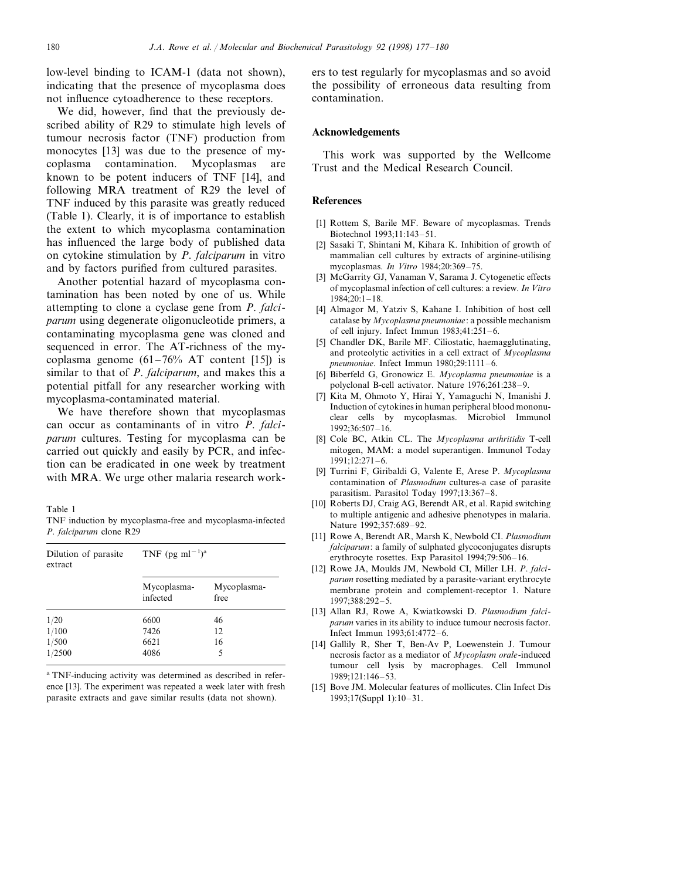low-level binding to ICAM-1 (data not shown), indicating that the presence of mycoplasma does not influence cytoadherence to these receptors.

We did, however, find that the previously described ability of R29 to stimulate high levels of tumour necrosis factor (TNF) production from monocytes [13] was due to the presence of mycoplasma contamination. Mycoplasmas are known to be potent inducers of TNF [14], and following MRA treatment of R29 the level of TNF induced by this parasite was greatly reduced (Table 1). Clearly, it is of importance to establish the extent to which mycoplasma contamination has influenced the large body of published data on cytokine stimulation by *P. falciparum* in vitro and by factors purified from cultured parasites.

Another potential hazard of mycoplasma contamination has been noted by one of us. While attempting to clone a cyclase gene from *P. falciparum* using degenerate oligonucleotide primers, a contaminating mycoplasma gene was cloned and sequenced in error. The AT-richness of the mycoplasma genome (61–76% AT content [15]) is similar to that of *P. falciparum*, and makes this a potential pitfall for any researcher working with mycoplasma-contaminated material.

We have therefore shown that mycoplasmas can occur as contaminants of in vitro *P. falciparum* cultures. Testing for mycoplasma can be carried out quickly and easily by PCR, and infection can be eradicated in one week by treatment with MRA. We urge other malaria research workers to test regularly for mycoplasmas and so avoid the possibility of erroneous data resulting from contamination.

Table 1
TNF induction by mycoplasma-free and mycoplasma-infected *P. falciparum* clone R29

| Dilution of parasite extract | TNF (pg $ml^{-1}$)[a] | |
|---|---|---|
| | Mycoplasma-infected | Mycoplasma-free |
| 1/20 | 6600 | 46 |
| 1/100 | 7426 | 12 |
| 1/500 | 6621 | 16 |
| 1/2500 | 4086 | 5 |

[a] TNF-inducing activity was determined as described in reference [13]. The experiment was repeated a week later with fresh parasite extracts and gave similar results (data not shown).

## Acknowledgements

This work was supported by the Wellcome Trust and the Medical Research Council.

## References

[1] Rottem S, Barile MF. Beware of mycoplasmas. Trends Biotechnol 1993;11:143–51.

[2] Sasaki T, Shintani M, Kihara K. Inhibition of growth of mammalian cell cultures by extracts of arginine-utilising mycoplasmas. *In Vitro* 1984;20:369–75.

[3] McGarrity GJ, Vanaman V, Sarama J. Cytogenetic effects of mycoplasmal infection of cell cultures: a review. *In Vitro* 1984;20:1–18.

[4] Almagor M, Yatziv S, Kahane I. Inhibition of host cell catalase by *Mycoplasma pneumoniae*: a possible mechanism of cell injury. Infect Immun 1983;41:251–6.

[5] Chandler DK, Barile MF. Ciliostatic, haemagglutinating, and proteolytic activities in a cell extract of *Mycoplasma pneumoniae*. Infect Immun 1980;29:1111–6.

[6] Biberfeld G, Gronowicz E. *Mycoplasma pneumoniae* is a polyclonal B-cell activator. Nature 1976;261:238–9.

[7] Kita M, Ohmoto Y, Hirai Y, Yamaguchi N, Imanishi J. Induction of cytokines in human peripheral blood mononuclear cells by mycoplasmas. Microbiol Immunol 1992;36:507–16.

[8] Cole BC, Atkin CL. The *Mycoplasma arthritidis* T-cell mitogen, MAM: a model superantigen. Immunol Today 1991;12:271–6.

[9] Turrini F, Giribaldi G, Valente E, Arese P. *Mycoplasma* contamination of *Plasmodium* cultures-a case of parasite parasitism. Parasitol Today 1997;13:367–8.

[10] Roberts DJ, Craig AG, Berendt AR, et al. Rapid switching to multiple antigenic and adhesive phenotypes in malaria. Nature 1992;357:689–92.

[11] Rowe A, Berendt AR, Marsh K, Newbold CI. *Plasmodium falciparum*: a family of sulphated glycoconjugates disrupts erythrocyte rosettes. Exp Parasitol 1994;79:506–16.

[12] Rowe JA, Moulds JM, Newbold CI, Miller LH. *P. falciparum* rosetting mediated by a parasite-variant erythrocyte membrane protein and complement-receptor 1. Nature 1997;388:292–5.

[13] Allan RJ, Rowe A, Kwiatkowski D. *Plasmodium falciparum* varies in its ability to induce tumour necrosis factor. Infect Immun 1993;61:4772–6.

[14] Gallily R, Sher T, Ben-Av P, Loewenstein J. Tumour necrosis factor as a mediator of *Mycoplasm orale*-induced tumour cell lysis by macrophages. Cell Immunol 1989;121:146–53.

[15] Bove JM. Molecular features of mollicutes. Clin Infect Dis 1993;17(Suppl 1):10–31.